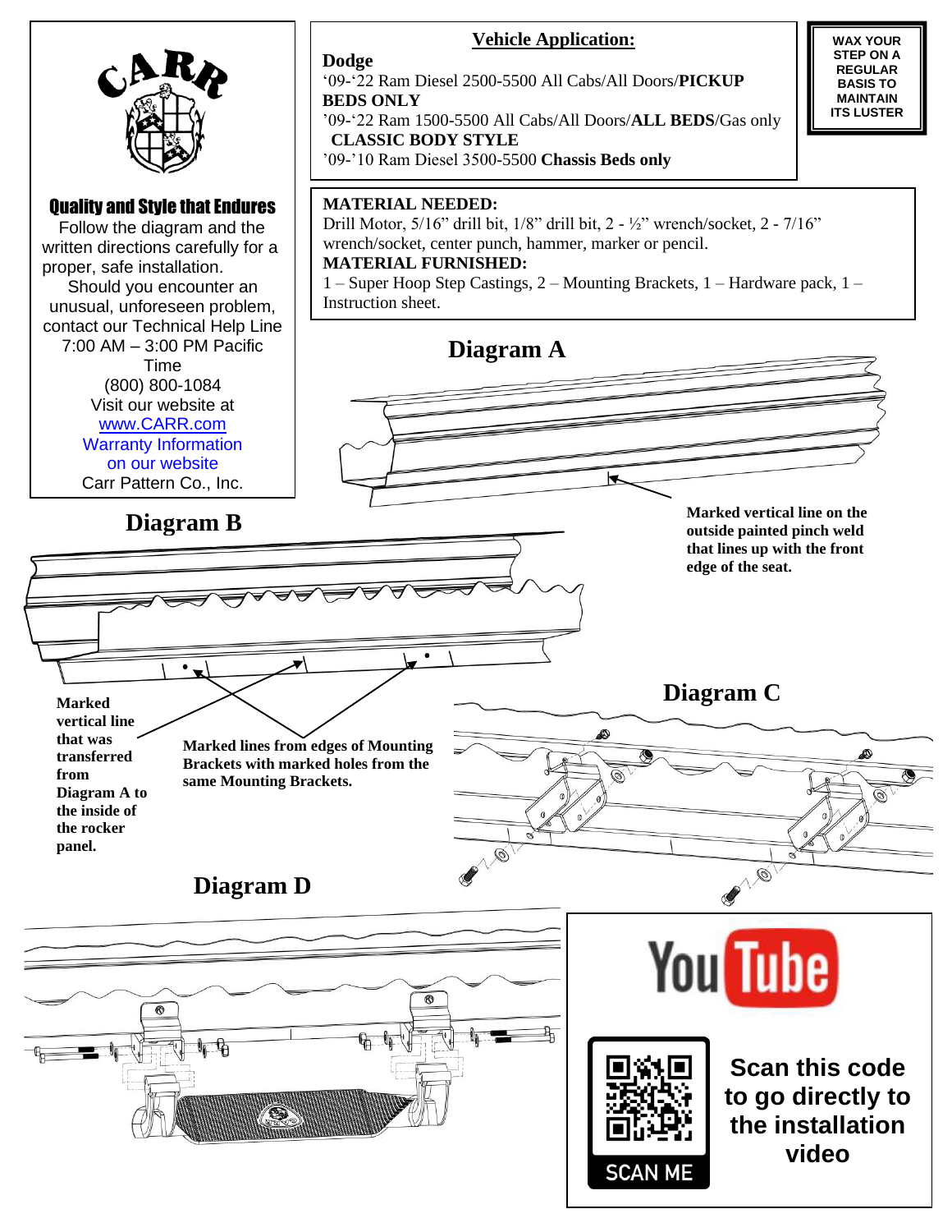CARR

**Quality and Style that Endures**

Follow the diagram and the written directions carefully for a proper, safe installation.

Should you encounter an unusual, unforeseen problem, contact our Technical Help Line 7:00 AM – 3:00 PM Pacific Time

(800) 800-1084

Visit our website at www.CARR.com

Warranty Information on our website

Carr Pattern Co., Inc.

## Vehicle Application:

**Dodge**

'09-'22 Ram Diesel 2500-5500 All Cabs/All Doors/**PICKUP BEDS ONLY**

'09-'22 Ram 1500-5500 All Cabs/All Doors/**ALL BEDS**/Gas only **CLASSIC BODY STYLE**

'09-'10 Ram Diesel 3500-5500 **Chassis Beds only**

**WAX YOUR STEP ON A REGULAR BASIS TO MAINTAIN ITS LUSTER**

**MATERIAL NEEDED:**
Drill Motor, 5/16" drill bit, 1/8" drill bit, 2 - ½" wrench/socket, 2 - 7/16" wrench/socket, center punch, hammer, marker or pencil.

**MATERIAL FURNISHED:**
1 – Super Hoop Step Castings, 2 – Mounting Brackets, 1 – Hardware pack, 1 – Instruction sheet.

## Diagram A

**Marked vertical line on the outside painted pinch weld that lines up with the front edge of the seat.**

## Diagram B

**Marked vertical line that was transferred from Diagram A to the inside of the rocker panel.**

**Marked lines from edges of Mounting Brackets with marked holes from the same Mounting Brackets.**

## Diagram C

## Diagram D

**Scan this code to go directly to the installation video**

SCAN ME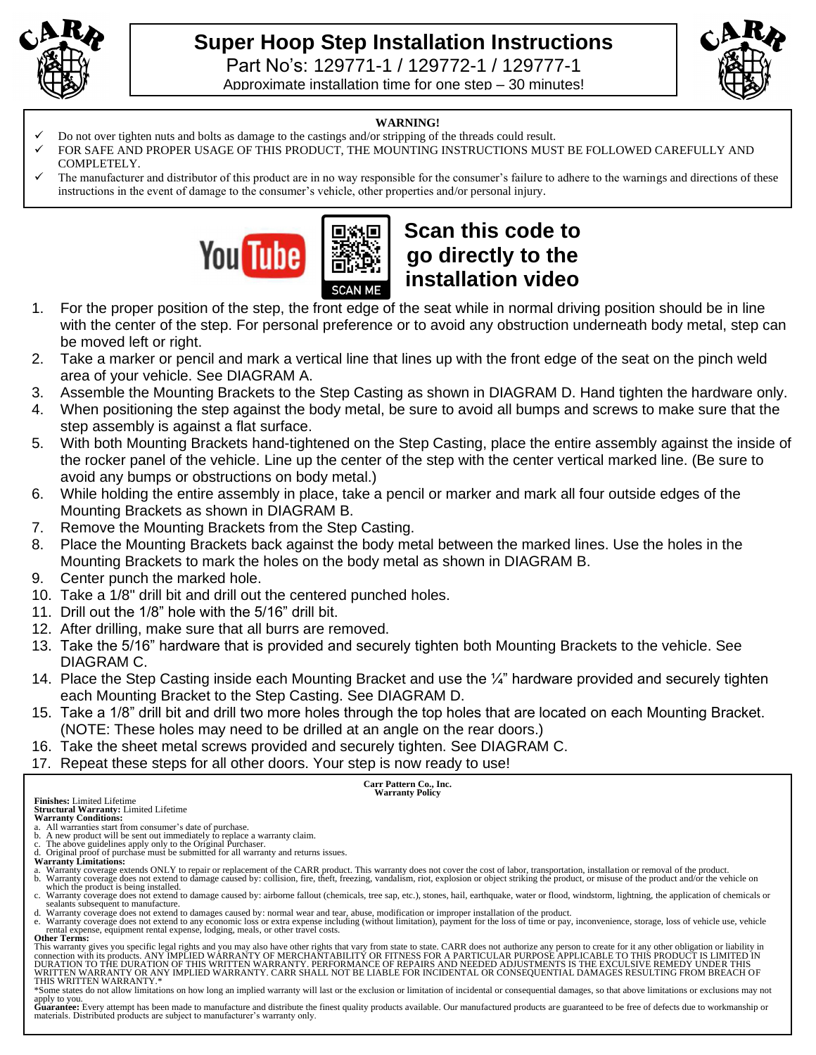# Super Hoop Step Installation Instructions

Part No's: 129771-1 / 129772-1 / 129777-1

Approximate installation time for one step – 30 minutes!

**WARNING!**

- ✓ Do not over tighten nuts and bolts as damage to the castings and/or stripping of the threads could result.
- ✓ FOR SAFE AND PROPER USAGE OF THIS PRODUCT, THE MOUNTING INSTRUCTIONS MUST BE FOLLOWED CAREFULLY AND COMPLETELY.
- ✓ The manufacturer and distributor of this product are in no way responsible for the consumer's failure to adhere to the warnings and directions of these instructions in the event of damage to the consumer's vehicle, other properties and/or personal injury.

SCAN ME

**Scan this code to go directly to the installation video**

1. For the proper position of the step, the front edge of the seat while in normal driving position should be in line with the center of the step. For personal preference or to avoid any obstruction underneath body metal, step can be moved left or right.
2. Take a marker or pencil and mark a vertical line that lines up with the front edge of the seat on the pinch weld area of your vehicle. See DIAGRAM A.
3. Assemble the Mounting Brackets to the Step Casting as shown in DIAGRAM D. Hand tighten the hardware only.
4. When positioning the step against the body metal, be sure to avoid all bumps and screws to make sure that the step assembly is against a flat surface.
5. With both Mounting Brackets hand-tightened on the Step Casting, place the entire assembly against the inside of the rocker panel of the vehicle. Line up the center of the step with the center vertical marked line. (Be sure to avoid any bumps or obstructions on body metal.)
6. While holding the entire assembly in place, take a pencil or marker and mark all four outside edges of the Mounting Brackets as shown in DIAGRAM B.
7. Remove the Mounting Brackets from the Step Casting.
8. Place the Mounting Brackets back against the body metal between the marked lines. Use the holes in the Mounting Brackets to mark the holes on the body metal as shown in DIAGRAM B.
9. Center punch the marked hole.
10. Take a 1/8" drill bit and drill out the centered punched holes.
11. Drill out the 1/8" hole with the 5/16" drill bit.
12. After drilling, make sure that all burrs are removed.
13. Take the 5/16" hardware that is provided and securely tighten both Mounting Brackets to the vehicle. See DIAGRAM C.
14. Place the Step Casting inside each Mounting Bracket and use the ¼" hardware provided and securely tighten each Mounting Bracket to the Step Casting. See DIAGRAM D.
15. Take a 1/8" drill bit and drill two more holes through the top holes that are located on each Mounting Bracket. (NOTE: These holes may need to be drilled at an angle on the rear doors.)
16. Take the sheet metal screws provided and securely tighten. See DIAGRAM C.
17. Repeat these steps for all other doors. Your step is now ready to use!

**Carr Pattern Co., Inc.**
**Warranty Policy**

**Finishes:** Limited Lifetime
**Structural Warranty:** Limited Lifetime
**Warranty Conditions:**

a. All warranties start from consumer's date of purchase.
b. A new product will be sent out immediately to replace a warranty claim.
c. The above guidelines apply only to the Original Purchaser.
d. Original proof of purchase must be submitted for all warranty and returns issues.

**Warranty Limitations:**

a. Warranty coverage extends ONLY to repair or replacement of the CARR product. This warranty does not cover the cost of labor, transportation, installation or removal of the product.
b. Warranty coverage does not extend to damage caused by: collision, fire, theft, freezing, vandalism, riot, explosion or object striking the product, or misuse of the product and/or the vehicle on which the product is being installed.
c. Warranty coverage does not extend to damage caused by: airborne fallout (chemicals, tree sap, etc.), stones, hail, earthquake, water or flood, windstorm, lightning, the application of chemicals or sealants subsequent to manufacture.
d. Warranty coverage does not extend to damages caused by: normal wear and tear, abuse, modification or improper installation of the product.
e. Warranty coverage does not extend to any economic loss or extra expense including (without limitation), payment for the loss of time or pay, inconvenience, storage, loss of vehicle use, vehicle rental expense, equipment rental expense, lodging, meals, or other travel costs.

**Other Terms:**

This warranty gives you specific legal rights and you may also have other rights that vary from state to state. CARR does not authorize any person to create for it any other obligation or liability in connection with its products. ANY IMPLIED WARRANTY OF MERCHANTABILITY OR FITNESS FOR A PARTICULAR PURPOSE APPLICABLE TO THIS PRODUCT IS LIMITED IN DURATION TO THE DURATION OF THIS WRITTEN WARRANTY. PERFORMANCE OF REPAIRS AND NEEDED ADJUSTMENTS IS THE EXCULSIVE REMEDY UNDER THIS WRITTEN WARRANTY OR ANY IMPLIED WARRANTY. CARR SHALL NOT BE LIABLE FOR INCIDENTAL OR CONSEQUENTIAL DAMAGES RESULTING FROM BREACH OF THIS WRITTEN WARRANTY.*

*Some states do not allow limitations on how long an implied warranty will last or the exclusion or limitation of incidental or consequential damages, so that above limitations or exclusions may not apply to you.

**Guarantee:** Every attempt has been made to manufacture and distribute the finest quality products available. Our manufactured products are guaranteed to be free of defects due to workmanship or materials. Distributed products are subject to manufacturer's warranty only.